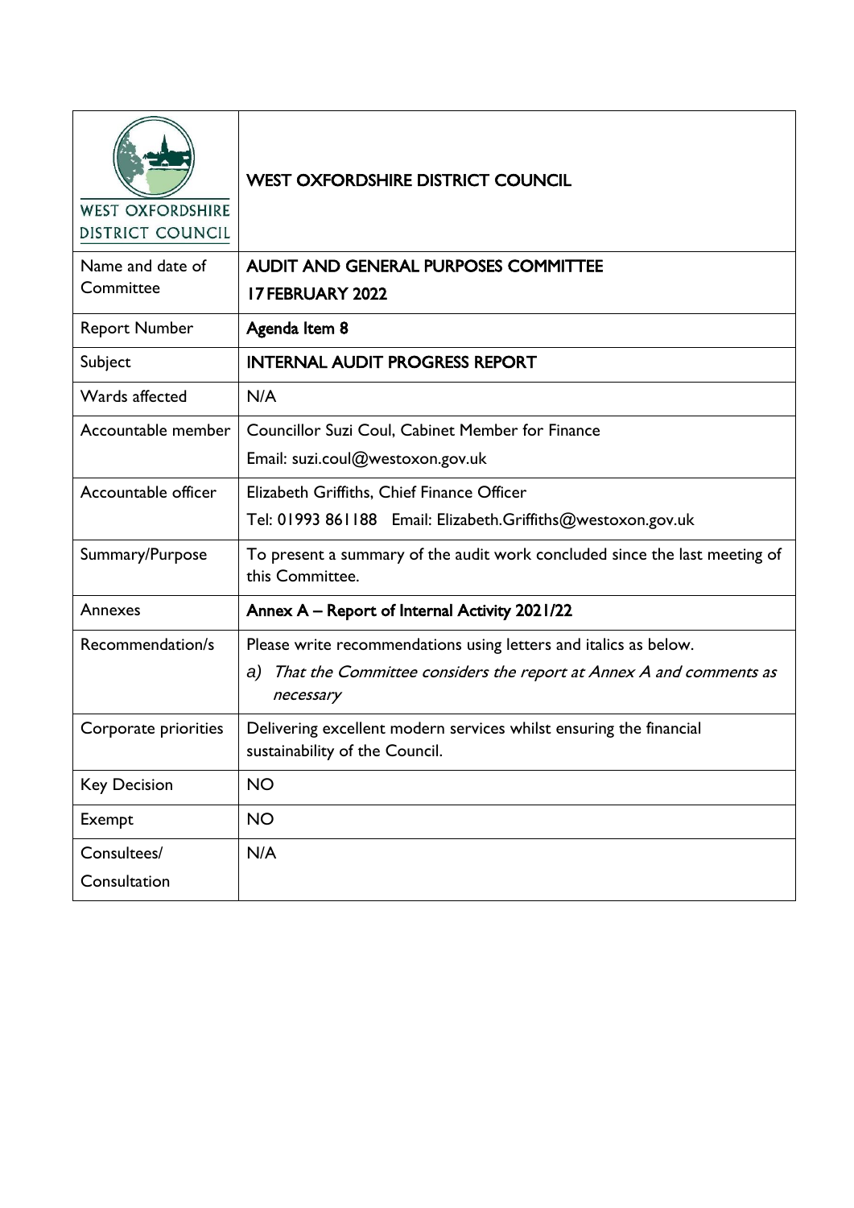| WEST OXFORDSHIRE DISTRICT COUNCIL | WEST OXFORDSHIRE DISTRICT COUNCIL |
| --- | --- |
| Name and date of Committee | **AUDIT AND GENERAL PURPOSES COMMITTEE**<br>**17 FEBRUARY 2022** |
| Report Number | **Agenda Item 8** |
| Subject | **INTERNAL AUDIT PROGRESS REPORT** |
| Wards affected | N/A |
| Accountable member | Councillor Suzi Coul, Cabinet Member for Finance<br>Email: suzi.coul@westoxon.gov.uk |
| Accountable officer | Elizabeth Griffiths, Chief Finance Officer<br>Tel: 01993 861188 Email: Elizabeth.Griffiths@westoxon.gov.uk |
| Summary/Purpose | To present a summary of the audit work concluded since the last meeting of this Committee. |
| Annexes | **Annex A – Report of Internal Activity 2021/22** |
| Recommendation/s | Please write recommendations using letters and italics as below.<br>a) *That the Committee considers the report at Annex A and comments as necessary* |
| Corporate priorities | Delivering excellent modern services whilst ensuring the financial sustainability of the Council. |
| Key Decision | NO |
| Exempt | NO |
| Consultees/<br>Consultation | N/A |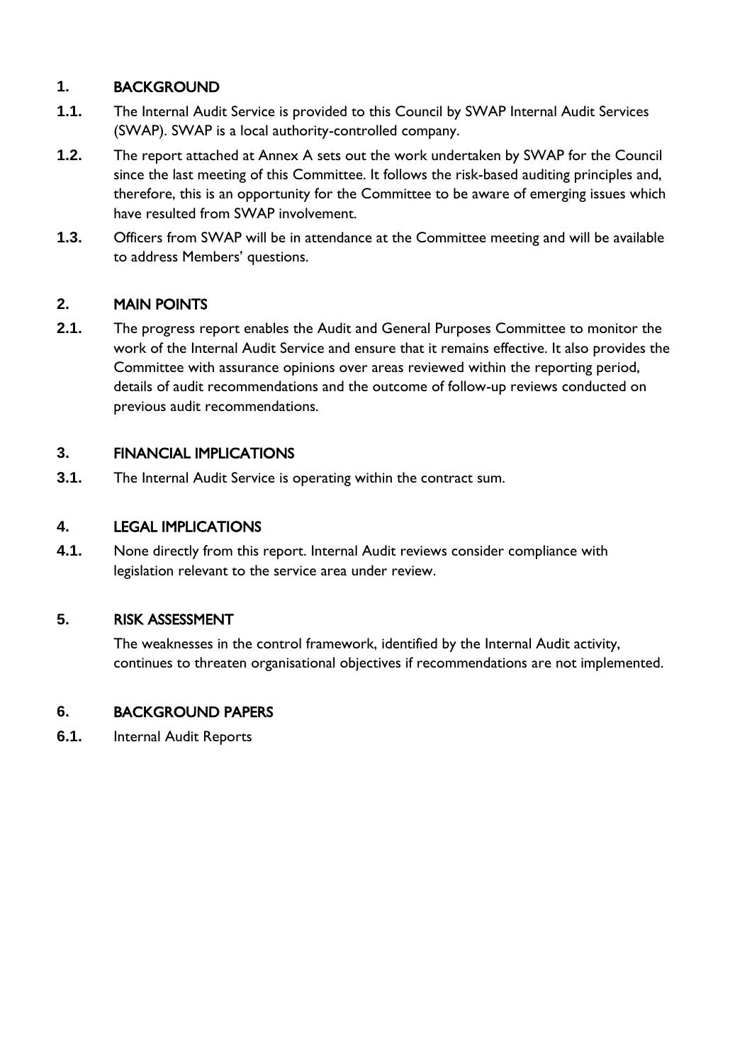## 1. BACKGROUND

**1.1.** The Internal Audit Service is provided to this Council by SWAP Internal Audit Services (SWAP). SWAP is a local authority-controlled company.

**1.2.** The report attached at Annex A sets out the work undertaken by SWAP for the Council since the last meeting of this Committee. It follows the risk-based auditing principles and, therefore, this is an opportunity for the Committee to be aware of emerging issues which have resulted from SWAP involvement.

**1.3.** Officers from SWAP will be in attendance at the Committee meeting and will be available to address Members' questions.

## 2. MAIN POINTS

**2.1.** The progress report enables the Audit and General Purposes Committee to monitor the work of the Internal Audit Service and ensure that it remains effective. It also provides the Committee with assurance opinions over areas reviewed within the reporting period, details of audit recommendations and the outcome of follow-up reviews conducted on previous audit recommendations.

## 3. FINANCIAL IMPLICATIONS

**3.1.** The Internal Audit Service is operating within the contract sum.

## 4. LEGAL IMPLICATIONS

**4.1.** None directly from this report. Internal Audit reviews consider compliance with legislation relevant to the service area under review.

## 5. RISK ASSESSMENT

The weaknesses in the control framework, identified by the Internal Audit activity, continues to threaten organisational objectives if recommendations are not implemented.

## 6. BACKGROUND PAPERS

**6.1.** Internal Audit Reports